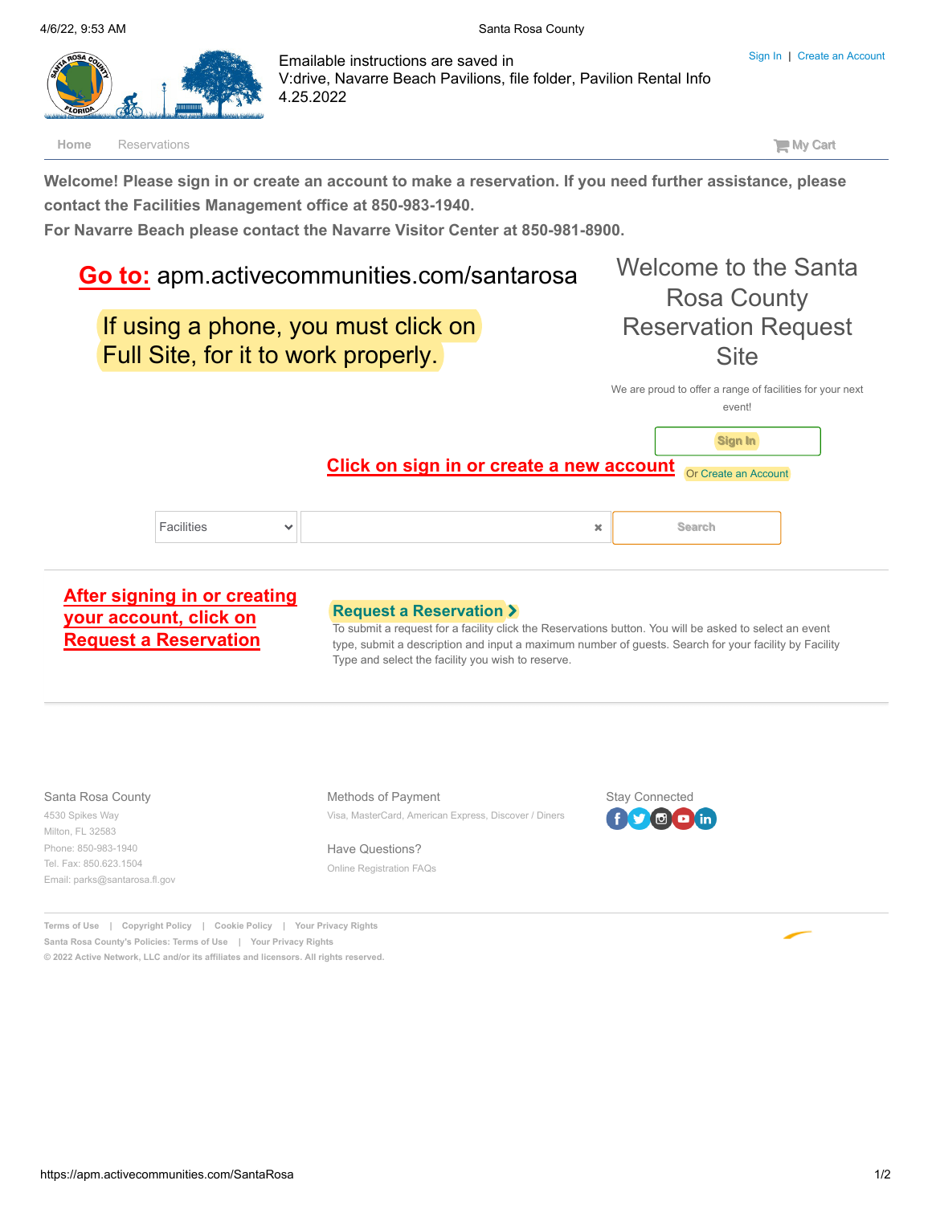Emailable instructions are saved in V:drive, Navarre Beach Pavilions, file folder, Pavilion Rental Info 4.25.2022

Sign In | Create an Account

Home Reservations My Cart

**Welcome! Please sign in or create an account to make a reservation. If you need further assistance, please contact the Facilities Management office at 850-983-1940.**

**For Navarre Beach please contact the Navarre Visitor Center at 850-981-8900.**

**Go to:** apm.activecommunities.com/santarosa

If using a phone, you must click on Full Site, for it to work properly.

# Welcome to the Santa Rosa County Reservation Request Site

We are proud to offer a range of facilities for your next event!

Sign In

**Click on sign in or create a new account**

Or Create an Account

Facilities | Search

**After signing in or creating your account, click on Request a Reservation**

## Request a Reservation

To submit a request for a facility click the Reservations button. You will be asked to select an event type, submit a description and input a maximum number of guests. Search for your facility by Facility Type and select the facility you wish to reserve.

Santa Rosa County
4530 Spikes Way
Milton, FL 32583
Phone: 850-983-1940
Tel. Fax: 850.623.1504
Email: parks@santarosa.fl.gov

Methods of Payment
Visa, MasterCard, American Express, Discover / Diners

Have Questions?
Online Registration FAQs

Stay Connected

Terms of Use | Copyright Policy | Cookie Policy | Your Privacy Rights
Santa Rosa County's Policies: Terms of Use | Your Privacy Rights
© 2022 Active Network, LLC and/or its affiliates and licensors. All rights reserved.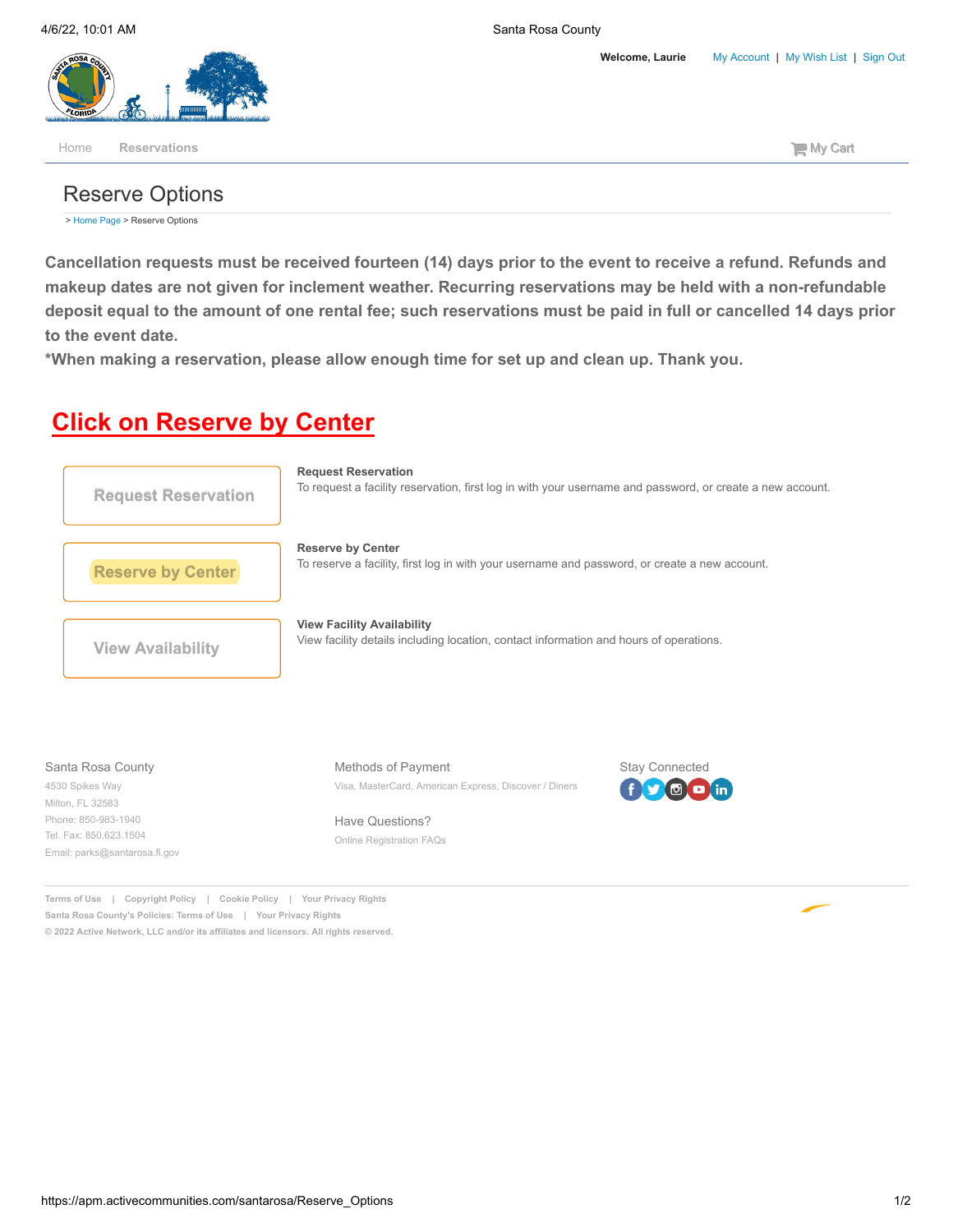Welcome, Laurie | My Account | My Wish List | Sign Out

Home | Reservations | My Cart

# Reserve Options

> Home Page > Reserve Options

**Cancellation requests must be received fourteen (14) days prior to the event to receive a refund. Refunds and makeup dates are not given for inclement weather. Recurring reservations may be held with a non-refundable deposit equal to the amount of one rental fee; such reservations must be paid in full or cancelled 14 days prior to the event date.**
**\*When making a reservation, please allow enough time for set up and clean up. Thank you.**

## Click on Reserve by Center

Request Reservation

**Request Reservation**
To request a facility reservation, first log in with your username and password, or create a new account.

Reserve by Center

**Reserve by Center**
To reserve a facility, first log in with your username and password, or create a new account.

View Availability

**View Facility Availability**
View facility details including location, contact information and hours of operations.

Santa Rosa County
4530 Spikes Way
Milton, FL 32583
Phone: 850-983-1940
Tel. Fax: 850.623.1504
Email: parks@santarosa.fl.gov

Methods of Payment
Visa, MasterCard, American Express, Discover / Diners

Have Questions?
Online Registration FAQs

Stay Connected

Terms of Use | Copyright Policy | Cookie Policy | Your Privacy Rights
Santa Rosa County's Policies: Terms of Use | Your Privacy Rights
© 2022 Active Network, LLC and/or its affiliates and licensors. All rights reserved.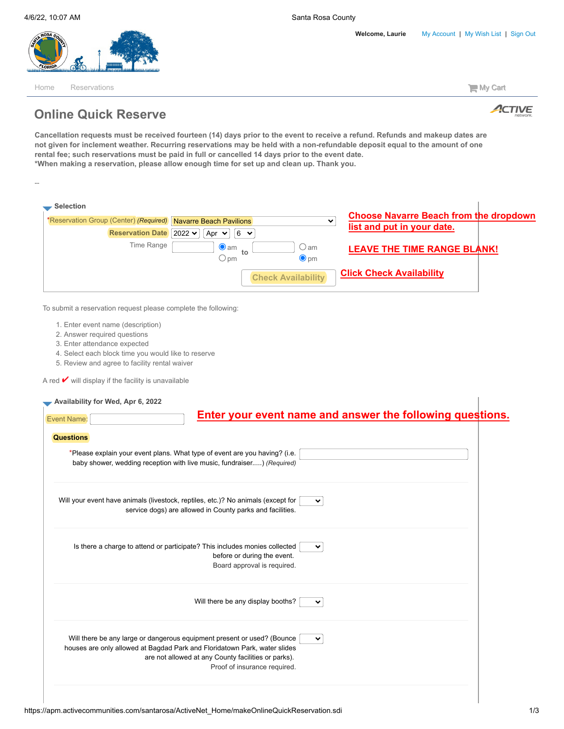Welcome, Laurie | My Account | My Wish List | Sign Out

Home | Reservations | My Cart

# Online Quick Reserve

**Cancellation requests must be received fourteen (14) days prior to the event to receive a refund. Refunds and makeup dates are not given for inclement weather. Recurring reservations may be held with a non-refundable deposit equal to the amount of one rental fee; such reservations must be paid in full or cancelled 14 days prior to the event date.**
**\*When making a reservation, please allow enough time for set up and clean up. Thank you.**

--

### Selection

*Reservation Group (Center) *(Required)*: Navarre Beach Pavilions

**Reservation Date**: 2022 | Apr | 6

Time Range: ____ am / pm to ____ am / pm

Check Availability

**Choose Navarre Beach from the dropdown list and put in your date.**

**LEAVE THE TIME RANGE BLANK!**

**Click Check Availability**

To submit a reservation request please complete the following:

1. Enter event name (description)
2. Answer required questions
3. Enter attendance expected
4. Select each block time you would like to reserve
5. Review and agree to facility rental waiver

A red ✔ will display if the facility is unavailable

### Availability for Wed, Apr 6, 2022

Event Name: ____

**Enter your event name and answer the following questions.**

**Questions**

*Please explain your event plans. What type of event are you having? (i.e. baby shower, wedding reception with live music, fundraiser.....) *(Required)*

Will your event have animals (livestock, reptiles, etc.)? No animals (except for service dogs) are allowed in County parks and facilities.

Is there a charge to attend or participate? This includes monies collected before or during the event. Board approval is required.

Will there be any display booths?

Will there be any large or dangerous equipment present or used? (Bounce houses are only allowed at Bagdad Park and Floridatown Park, water slides are not allowed at any County facilities or parks). Proof of insurance required.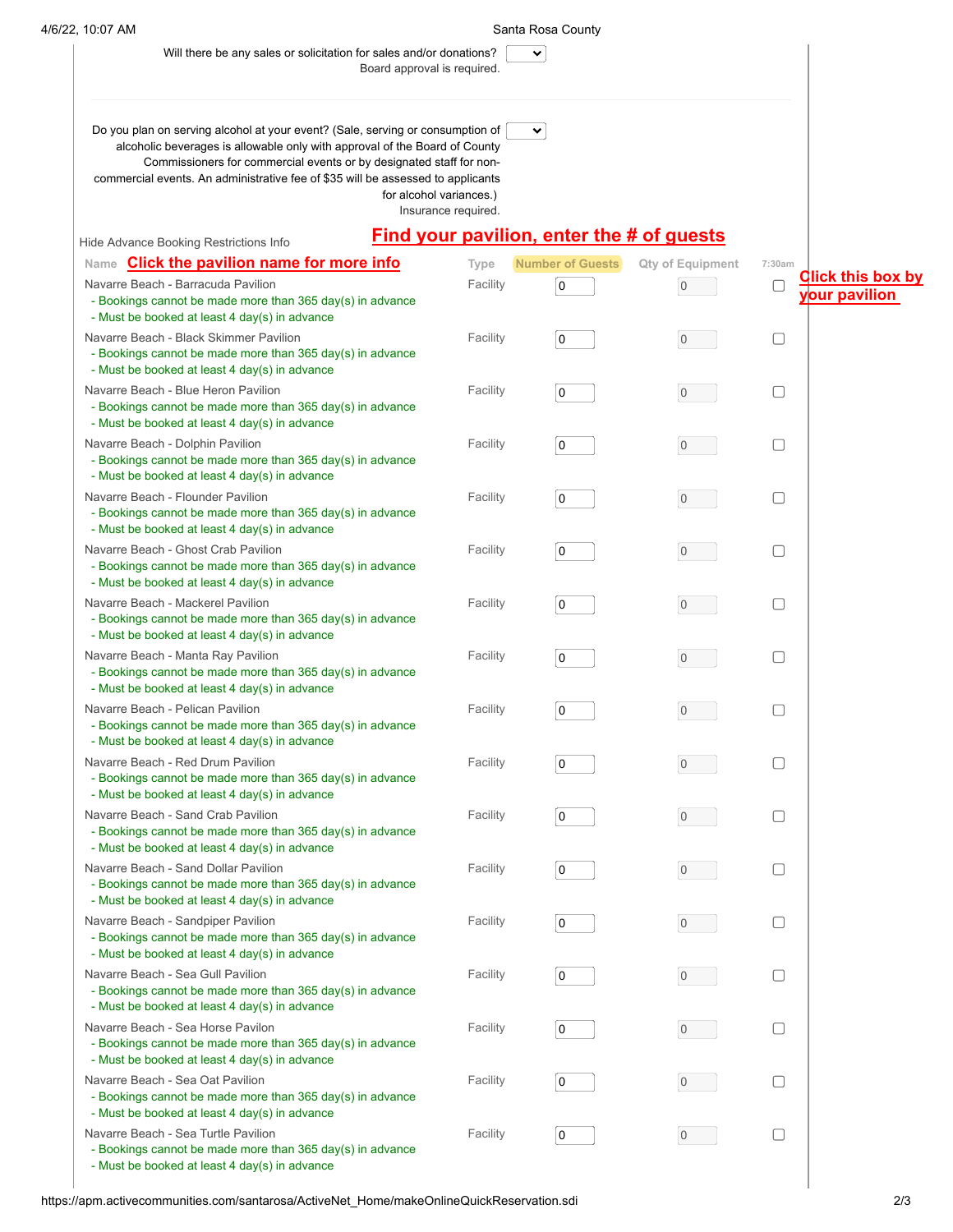Will there be any sales or solicitation for sales and/or donations? Board approval is required.

Do you plan on serving alcohol at your event? (Sale, serving or consumption of alcoholic beverages is allowable only with approval of the Board of County Commissioners for commercial events or by designated staff for non-commercial events. An administrative fee of $35 will be assessed to applicants for alcohol variances.) Insurance required.

Hide Advance Booking Restrictions Info

**Find your pavilion, enter the # of guests**

**Click the pavilion name for more info**

**Click this box by your pavilion**

| Name | Type | Number of Guests | Qty of Equipment | 7:30am |
|---|---|---|---|---|
| Navarre Beach - Barracuda Pavilion<br>- Bookings cannot be made more than 365 day(s) in advance<br>- Must be booked at least 4 day(s) in advance | Facility | 0 | 0 | ☐ |
| Navarre Beach - Black Skimmer Pavilion<br>- Bookings cannot be made more than 365 day(s) in advance<br>- Must be booked at least 4 day(s) in advance | Facility | 0 | 0 | ☐ |
| Navarre Beach - Blue Heron Pavilion<br>- Bookings cannot be made more than 365 day(s) in advance<br>- Must be booked at least 4 day(s) in advance | Facility | 0 | 0 | ☐ |
| Navarre Beach - Dolphin Pavilion<br>- Bookings cannot be made more than 365 day(s) in advance<br>- Must be booked at least 4 day(s) in advance | Facility | 0 | 0 | ☐ |
| Navarre Beach - Flounder Pavilion<br>- Bookings cannot be made more than 365 day(s) in advance<br>- Must be booked at least 4 day(s) in advance | Facility | 0 | 0 | ☐ |
| Navarre Beach - Ghost Crab Pavilion<br>- Bookings cannot be made more than 365 day(s) in advance<br>- Must be booked at least 4 day(s) in advance | Facility | 0 | 0 | ☐ |
| Navarre Beach - Mackerel Pavilion<br>- Bookings cannot be made more than 365 day(s) in advance<br>- Must be booked at least 4 day(s) in advance | Facility | 0 | 0 | ☐ |
| Navarre Beach - Manta Ray Pavilion<br>- Bookings cannot be made more than 365 day(s) in advance<br>- Must be booked at least 4 day(s) in advance | Facility | 0 | 0 | ☐ |
| Navarre Beach - Pelican Pavilion<br>- Bookings cannot be made more than 365 day(s) in advance<br>- Must be booked at least 4 day(s) in advance | Facility | 0 | 0 | ☐ |
| Navarre Beach - Red Drum Pavilion<br>- Bookings cannot be made more than 365 day(s) in advance<br>- Must be booked at least 4 day(s) in advance | Facility | 0 | 0 | ☐ |
| Navarre Beach - Sand Crab Pavilion<br>- Bookings cannot be made more than 365 day(s) in advance<br>- Must be booked at least 4 day(s) in advance | Facility | 0 | 0 | ☐ |
| Navarre Beach - Sand Dollar Pavilion<br>- Bookings cannot be made more than 365 day(s) in advance<br>- Must be booked at least 4 day(s) in advance | Facility | 0 | 0 | ☐ |
| Navarre Beach - Sandpiper Pavilion<br>- Bookings cannot be made more than 365 day(s) in advance<br>- Must be booked at least 4 day(s) in advance | Facility | 0 | 0 | ☐ |
| Navarre Beach - Sea Gull Pavilion<br>- Bookings cannot be made more than 365 day(s) in advance<br>- Must be booked at least 4 day(s) in advance | Facility | 0 | 0 | ☐ |
| Navarre Beach - Sea Horse Pavilon<br>- Bookings cannot be made more than 365 day(s) in advance<br>- Must be booked at least 4 day(s) in advance | Facility | 0 | 0 | ☐ |
| Navarre Beach - Sea Oat Pavilion<br>- Bookings cannot be made more than 365 day(s) in advance<br>- Must be booked at least 4 day(s) in advance | Facility | 0 | 0 | ☐ |
| Navarre Beach - Sea Turtle Pavilion<br>- Bookings cannot be made more than 365 day(s) in advance<br>- Must be booked at least 4 day(s) in advance | Facility | 0 | 0 | ☐ |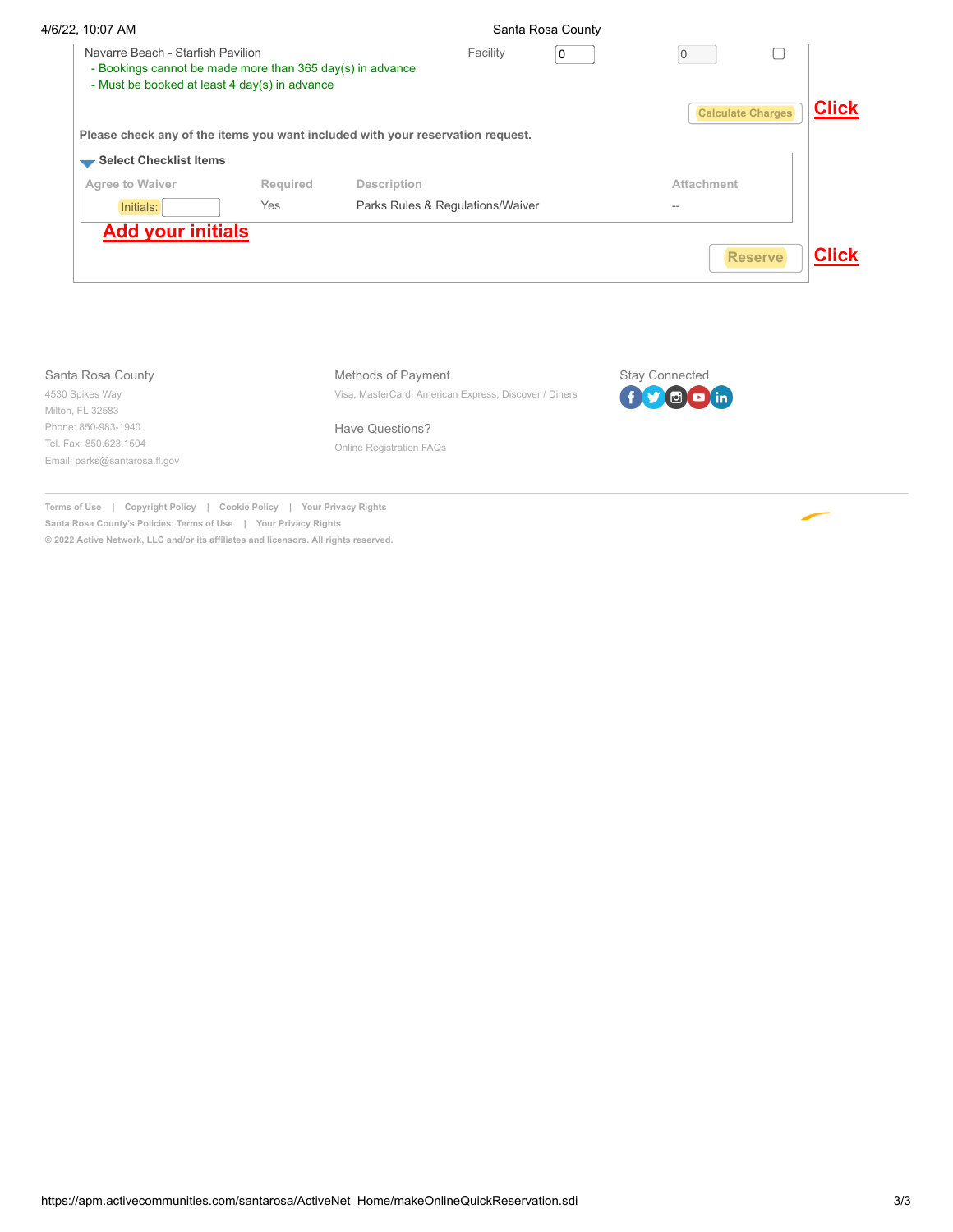Navarre Beach - Starfish Pavilion

- Bookings cannot be made more than 365 day(s) in advance
- Must be booked at least 4 day(s) in advance

Facility 0 0

Calculate Charges **Click**

**Please check any of the items you want included with your reservation request.**

**Select Checklist Items**

| Agree to Waiver | Required | Description | Attachment |
| --- | --- | --- | --- |
| Initials: | Yes | Parks Rules & Regulations/Waiver | -- |

**Add your initials**

Reserve **Click**

Santa Rosa County
4530 Spikes Way
Milton, FL 32583
Phone: 850-983-1940
Tel. Fax: 850.623.1504
Email: parks@santarosa.fl.gov

Methods of Payment
Visa, MasterCard, American Express, Discover / Diners

Have Questions?
Online Registration FAQs

Stay Connected

Terms of Use | Copyright Policy | Cookie Policy | Your Privacy Rights
Santa Rosa County's Policies: Terms of Use | Your Privacy Rights
© 2022 Active Network, LLC and/or its affiliates and licensors. All rights reserved.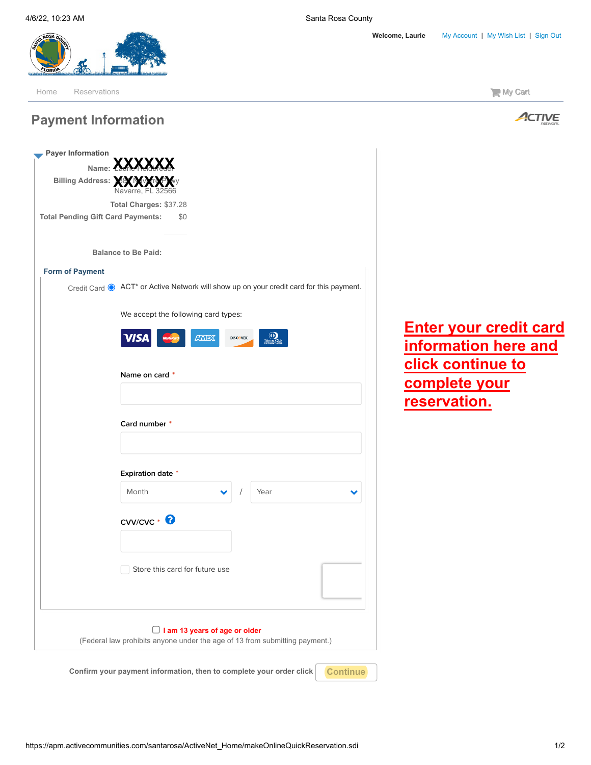Welcome, Laurie | My Account | My Wish List | Sign Out

Home | Reservations | My Cart

## Payment Information

### Payer Information

**Name:** XXXXXX

**Billing Address:** XXXXXX
Navarre, FL 32566

**Total Charges:** $37.28

**Total Pending Gift Card Payments:** $0

**Balance to Be Paid:**

### Form of Payment

Credit Card ACT* or Active Network will show up on your credit card for this payment.

We accept the following card types:

VISA | MasterCard | AMEX | DISCOVER | Diners Club International

**Name on card** *

**Card number** *

**Expiration date** *

Month / Year

**CVV/CVC** *

Store this card for future use

**I am 13 years of age or older**

(Federal law prohibits anyone under the age of 13 from submitting payment.)

**Confirm your payment information, then to complete your order click** Continue

**Enter your credit card information here and click continue to complete your reservation.**